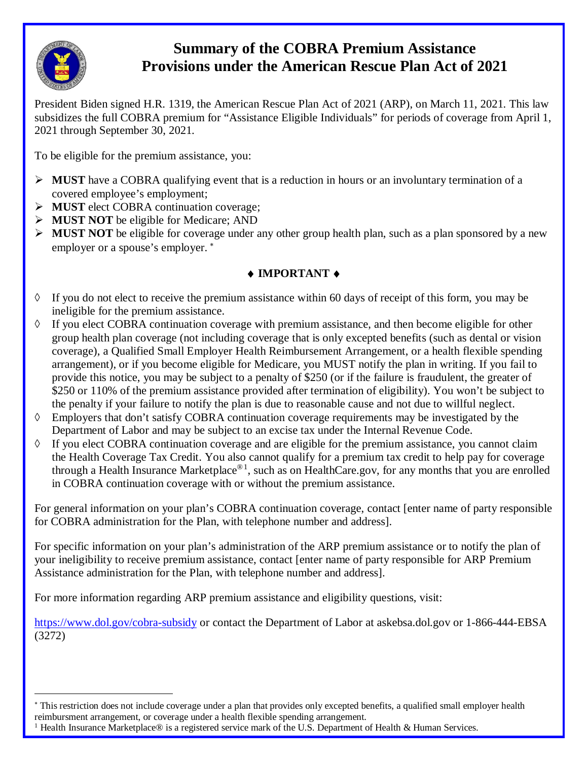# Summary of the COBRA Premium Assistance Provisions under the American Rescue Plan Act of 2021

President Biden signed H.R. 1319, the American Rescue Plan Act of 2021 (ARP), on March 11, 2021. This law subsidizes the full COBRA premium for "Assistance Eligible Individuals" for periods of coverage from April 1, 2021 through September 30, 2021.

To be eligible for the premium assistance, you:

- **MUST** have a COBRA qualifying event that is a reduction in hours or an involuntary termination of a covered employee's employment;
- **MUST** elect COBRA continuation coverage;
- **MUST NOT** be eligible for Medicare; AND
- **MUST NOT** be eligible for coverage under any other group health plan, such as a plan sponsored by a new employer or a spouse's employer. [*]

### ♦ IMPORTANT ♦

- ◊ If you do not elect to receive the premium assistance within 60 days of receipt of this form, you may be ineligible for the premium assistance.
- ◊ If you elect COBRA continuation coverage with premium assistance, and then become eligible for other group health plan coverage (not including coverage that is only excepted benefits (such as dental or vision coverage), a Qualified Small Employer Health Reimbursement Arrangement, or a health flexible spending arrangement), or if you become eligible for Medicare, you MUST notify the plan in writing. If you fail to provide this notice, you may be subject to a penalty of $250 (or if the failure is fraudulent, the greater of $250 or 110% of the premium assistance provided after termination of eligibility). You won't be subject to the penalty if your failure to notify the plan is due to reasonable cause and not due to willful neglect.
- ◊ Employers that don't satisfy COBRA continuation coverage requirements may be investigated by the Department of Labor and may be subject to an excise tax under the Internal Revenue Code.
- ◊ If you elect COBRA continuation coverage and are eligible for the premium assistance, you cannot claim the Health Coverage Tax Credit. You also cannot qualify for a premium tax credit to help pay for coverage through a Health Insurance Marketplace®[1], such as on HealthCare.gov, for any months that you are enrolled in COBRA continuation coverage with or without the premium assistance.

For general information on your plan's COBRA continuation coverage, contact [enter name of party responsible for COBRA administration for the Plan, with telephone number and address].

For specific information on your plan's administration of the ARP premium assistance or to notify the plan of your ineligibility to receive premium assistance, contact [enter name of party responsible for ARP Premium Assistance administration for the Plan, with telephone number and address].

For more information regarding ARP premium assistance and eligibility questions, visit:

https://www.dol.gov/cobra-subsidy or contact the Department of Labor at askebsa.dol.gov or 1-866-444-EBSA (3272)

---

[*] This restriction does not include coverage under a plan that provides only excepted benefits, a qualified small employer health reimbursment arrangement, or coverage under a health flexible spending arrangement.

[1] Health Insurance Marketplace® is a registered service mark of the U.S. Department of Health & Human Services.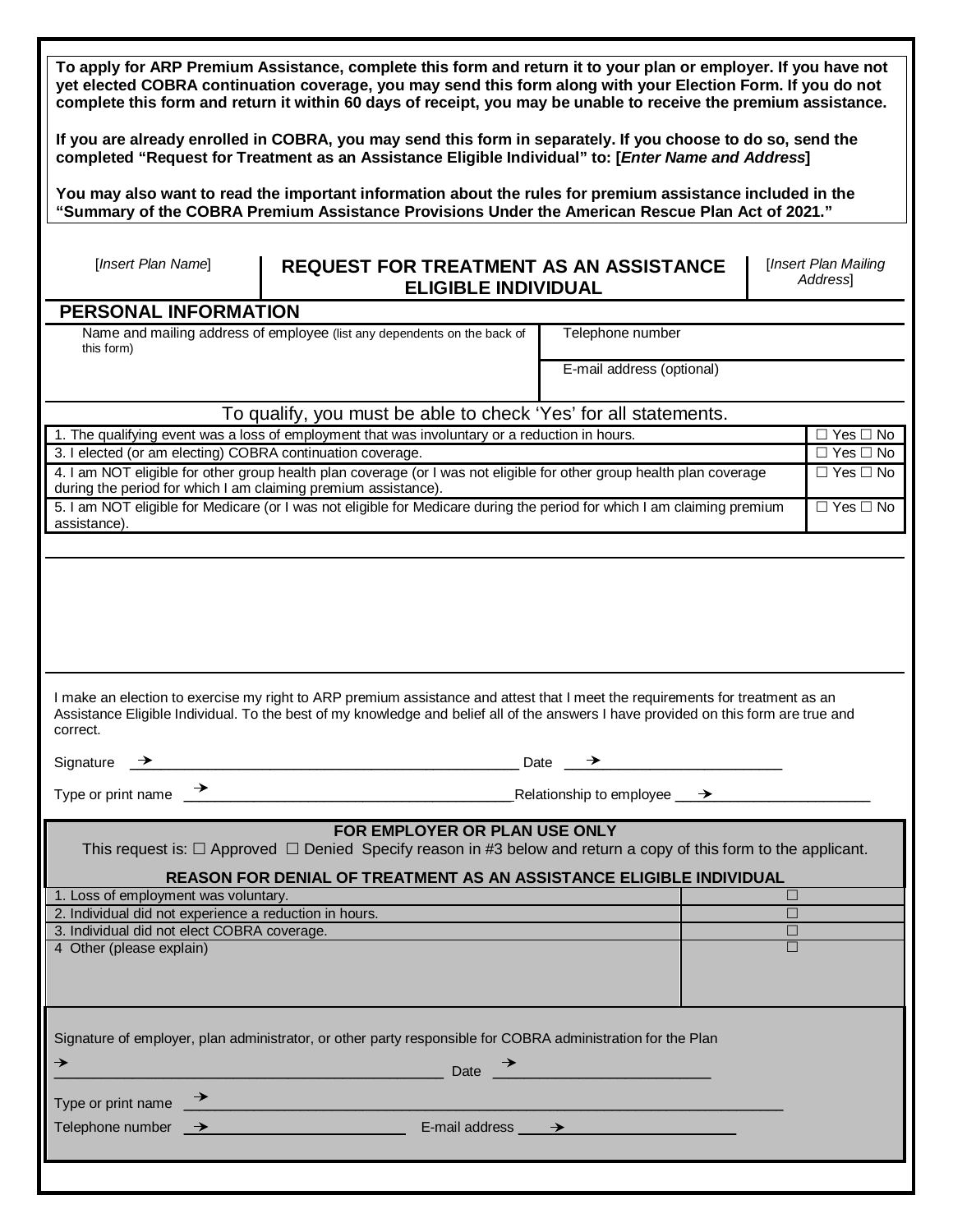**To apply for ARP Premium Assistance, complete this form and return it to your plan or employer. If you have not yet elected COBRA continuation coverage, you may send this form along with your Election Form. If you do not complete this form and return it within 60 days of receipt, you may be unable to receive the premium assistance.**

**If you are already enrolled in COBRA, you may send this form in separately. If you choose to do so, send the completed "Request for Treatment as an Assistance Eligible Individual" to: [*Enter Name and Address*]**

**You may also want to read the important information about the rules for premium assistance included in the "Summary of the COBRA Premium Assistance Provisions Under the American Rescue Plan Act of 2021."**

| [*Insert Plan Name*] | **REQUEST FOR TREATMENT AS AN ASSISTANCE ELIGIBLE INDIVIDUAL** | [*Insert Plan Mailing Address*] |
|---|---|---|

## PERSONAL INFORMATION

| Name and mailing address of employee (list any dependents on the back of this form) | Telephone number |
|---|---|
| | E-mail address (optional) |

To qualify, you must be able to check 'Yes' for all statements.

| Statement | Response |
|---|---|
| 1. The qualifying event was a loss of employment that was involuntary or a reduction in hours. | ☐ Yes ☐ No |
| 3. I elected (or am electing) COBRA continuation coverage. | ☐ Yes ☐ No |
| 4. I am NOT eligible for other group health plan coverage (or I was not eligible for other group health plan coverage during the period for which I am claiming premium assistance). | ☐ Yes ☐ No |
| 5. I am NOT eligible for Medicare (or I was not eligible for Medicare during the period for which I am claiming premium assistance). | ☐ Yes ☐ No |

I make an election to exercise my right to ARP premium assistance and attest that I meet the requirements for treatment as an Assistance Eligible Individual. To the best of my knowledge and belief all of the answers I have provided on this form are true and correct.

Signature → ________________________________ Date → ____________________

Type or print name → ____________________________ Relationship to employee → ____________________

**FOR EMPLOYER OR PLAN USE ONLY**

This request is: ☐ Approved ☐ Denied Specify reason in #3 below and return a copy of this form to the applicant.

**REASON FOR DENIAL OF TREATMENT AS AN ASSISTANCE ELIGIBLE INDIVIDUAL**

| Reason | |
|---|---|
| 1. Loss of employment was voluntary. | ☐ |
| 2. Individual did not experience a reduction in hours. | ☐ |
| 3. Individual did not elect COBRA coverage. | ☐ |
| 4 Other (please explain) | ☐ |

Signature of employer, plan administrator, or other party responsible for COBRA administration for the Plan

→ ________________________________ Date → ____________________

Type or print name → ________________________________________

Telephone number → ____________________ E-mail address → ____________________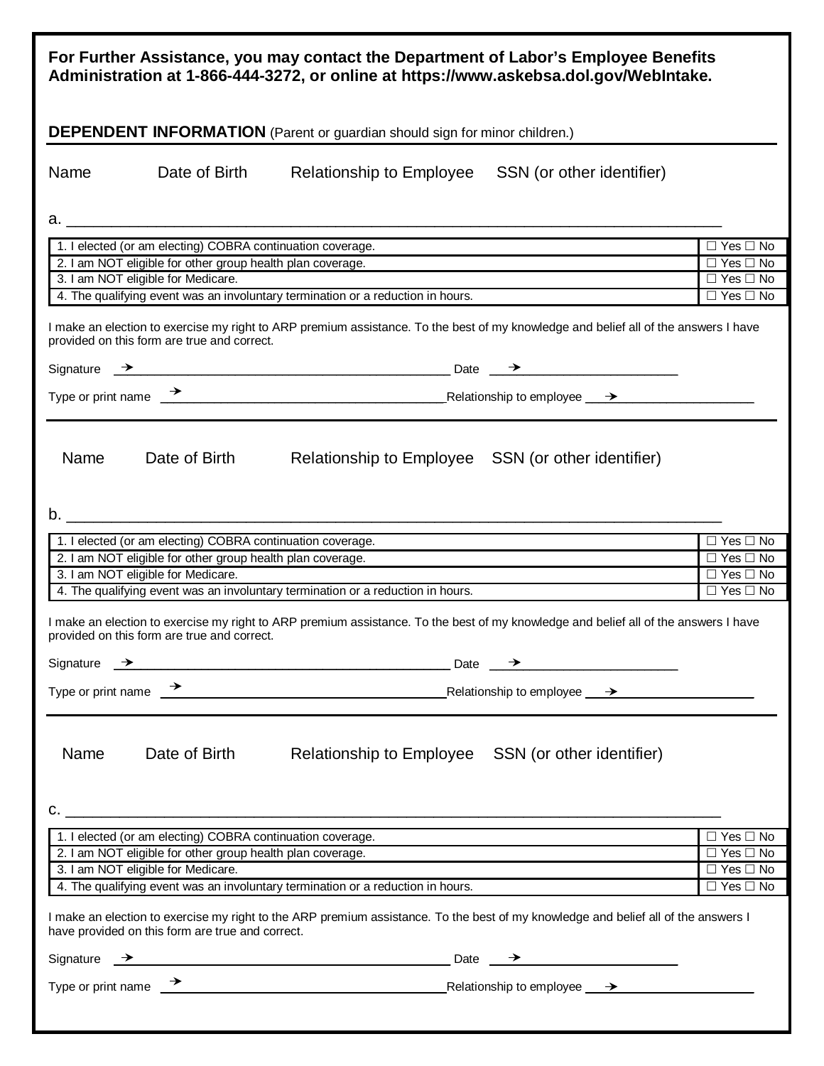**For Further Assistance, you may contact the Department of Labor's Employee Benefits Administration at 1-866-444-3272, or online at https://www.askebsa.dol.gov/WebIntake.**

## DEPENDENT INFORMATION (Parent or guardian should sign for minor children.)

Name    Date of Birth    Relationship to Employee    SSN (or other identifier)

a. ______________________________________________________________________________

| | |
|---|---|
| 1. I elected (or am electing) COBRA continuation coverage. | ☐ Yes ☐ No |
| 2. I am NOT eligible for other group health plan coverage. | ☐ Yes ☐ No |
| 3. I am NOT eligible for Medicare. | ☐ Yes ☐ No |
| 4. The qualifying event was an involuntary termination or a reduction in hours. | ☐ Yes ☐ No |

I make an election to exercise my right to ARP premium assistance. To the best of my knowledge and belief all of the answers I have provided on this form are true and correct.

Signature → ____________________________________________ Date → ________________________

Type or print name → ______________________________________ Relationship to employee → ____________________

Name    Date of Birth    Relationship to Employee    SSN (or other identifier)

b. ______________________________________________________________________________

| | |
|---|---|
| 1. I elected (or am electing) COBRA continuation coverage. | ☐ Yes ☐ No |
| 2. I am NOT eligible for other group health plan coverage. | ☐ Yes ☐ No |
| 3. I am NOT eligible for Medicare. | ☐ Yes ☐ No |
| 4. The qualifying event was an involuntary termination or a reduction in hours. | ☐ Yes ☐ No |

I make an election to exercise my right to ARP premium assistance. To the best of my knowledge and belief all of the answers I have provided on this form are true and correct.

Signature → ____________________________________________ Date → ________________________

Type or print name → ______________________________________ Relationship to employee → ____________________

Name    Date of Birth    Relationship to Employee    SSN (or other identifier)

c. ______________________________________________________________________________

| | |
|---|---|
| 1. I elected (or am electing) COBRA continuation coverage. | ☐ Yes ☐ No |
| 2. I am NOT eligible for other group health plan coverage. | ☐ Yes ☐ No |
| 3. I am NOT eligible for Medicare. | ☐ Yes ☐ No |
| 4. The qualifying event was an involuntary termination or a reduction in hours. | ☐ Yes ☐ No |

I make an election to exercise my right to the ARP premium assistance. To the best of my knowledge and belief all of the answers I have provided on this form are true and correct.

Signature → ____________________________________________ Date → ________________________

Type or print name → ______________________________________ Relationship to employee → ____________________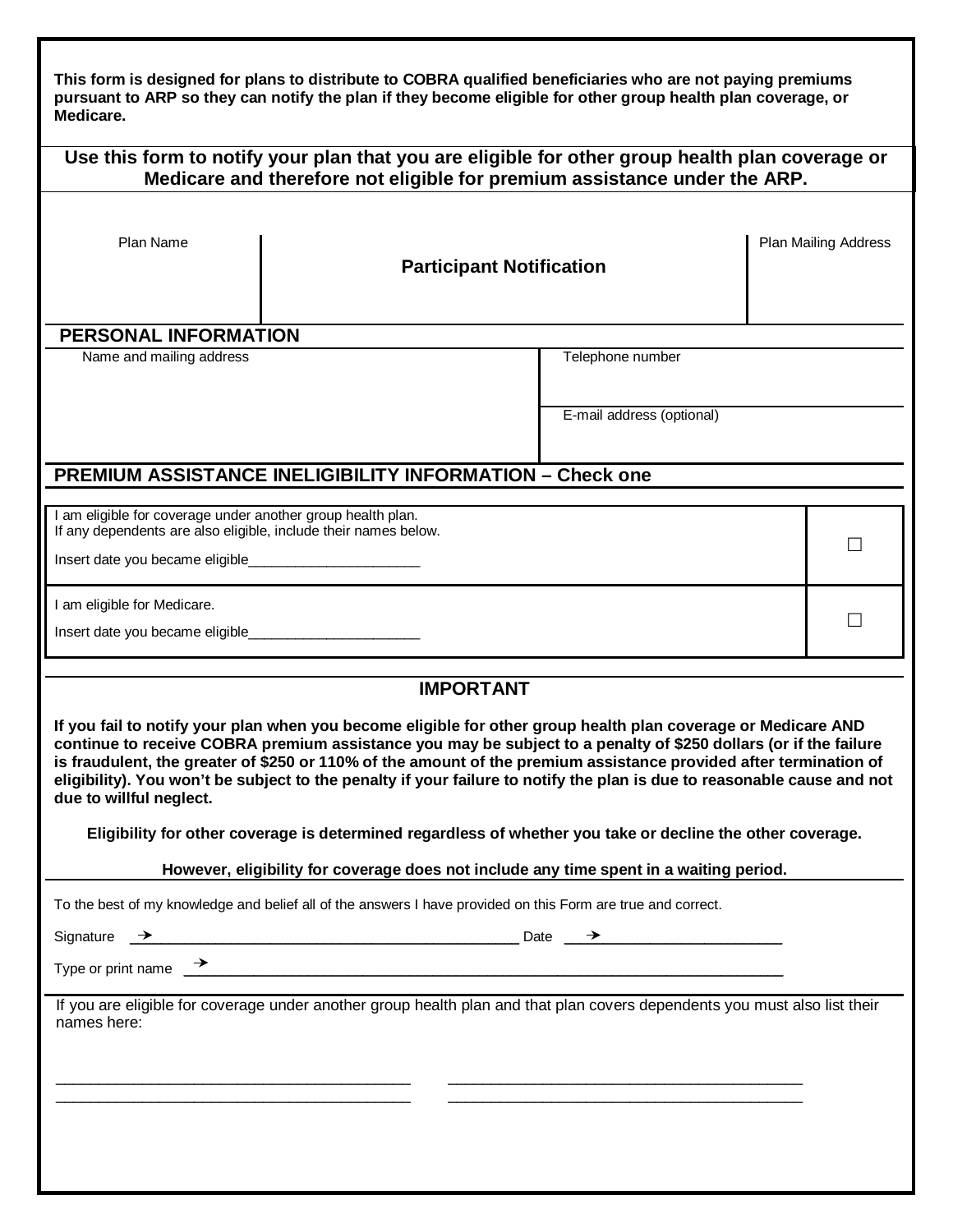**This form is designed for plans to distribute to COBRA qualified beneficiaries who are not paying premiums pursuant to ARP so they can notify the plan if they become eligible for other group health plan coverage, or Medicare.**

## Use this form to notify your plan that you are eligible for other group health plan coverage or Medicare and therefore not eligible for premium assistance under the ARP.

| Plan Name | **Participant Notification** | Plan Mailing Address |
|---|---|---|
| | | |

### PERSONAL INFORMATION

| Name and mailing address | Telephone number |
|---|---|
| | E-mail address (optional) |

### PREMIUM ASSISTANCE INELIGIBILITY INFORMATION – Check one

| | |
|---|---|
| I am eligible for coverage under another group health plan. If any dependents are also eligible, include their names below. Insert date you became eligible______________________ | ☐ |
| I am eligible for Medicare. Insert date you became eligible______________________ | ☐ |

### IMPORTANT

**If you fail to notify your plan when you become eligible for other group health plan coverage or Medicare AND continue to receive COBRA premium assistance you may be subject to a penalty of $250 dollars (or if the failure is fraudulent, the greater of $250 or 110% of the amount of the premium assistance provided after termination of eligibility). You won't be subject to the penalty if your failure to notify the plan is due to reasonable cause and not due to willful neglect.**

**Eligibility for other coverage is determined regardless of whether you take or decline the other coverage.**

**However, eligibility for coverage does not include any time spent in a waiting period.**

To the best of my knowledge and belief all of the answers I have provided on this Form are true and correct.

Signature → ______________________________________________ Date → ________________________

Type or print name → ________________________________________________________________________

If you are eligible for coverage under another group health plan and that plan covers dependents you must also list their names here:

__________________________________________ __________________________________________

__________________________________________ __________________________________________